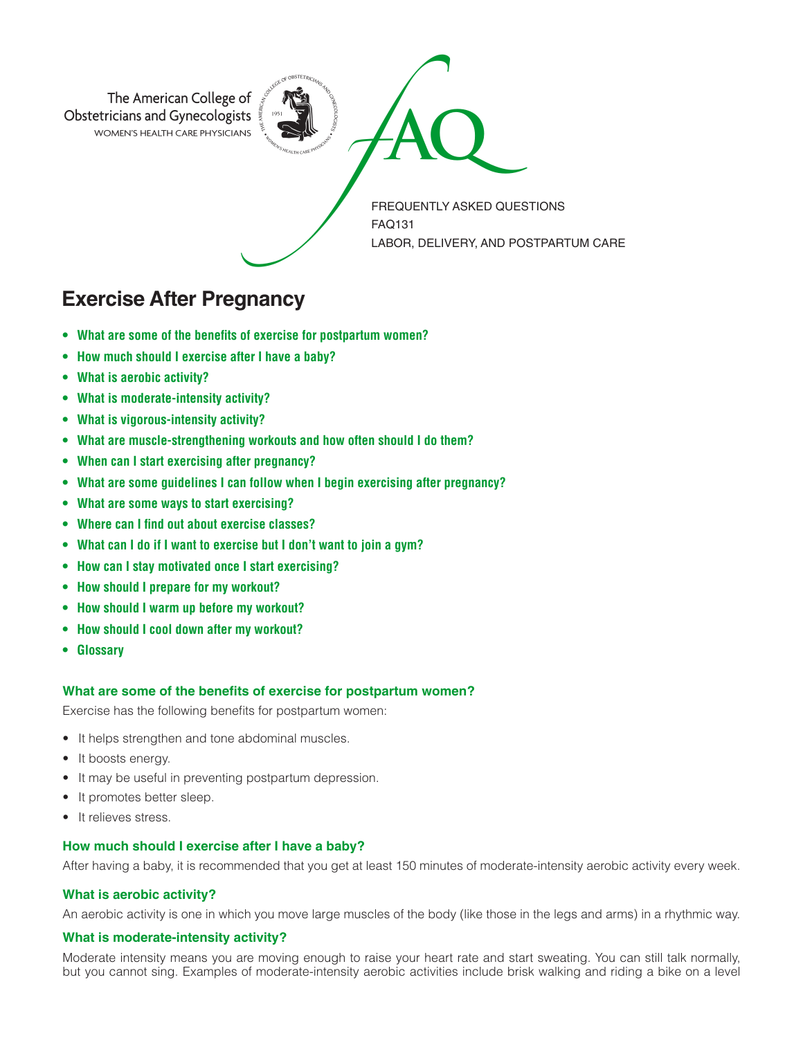The American College of Obstetricians and Gynecologists
WOMEN'S HEALTH CARE PHYSICIANS

FAQ

FREQUENTLY ASKED QUESTIONS
FAQ131
LABOR, DELIVERY, AND POSTPARTUM CARE

# Exercise After Pregnancy

- **What are some of the benefits of exercise for postpartum women?**
- **How much should I exercise after I have a baby?**
- **What is aerobic activity?**
- **What is moderate-intensity activity?**
- **What is vigorous-intensity activity?**
- **What are muscle-strengthening workouts and how often should I do them?**
- **When can I start exercising after pregnancy?**
- **What are some guidelines I can follow when I begin exercising after pregnancy?**
- **What are some ways to start exercising?**
- **Where can I find out about exercise classes?**
- **What can I do if I want to exercise but I don't want to join a gym?**
- **How can I stay motivated once I start exercising?**
- **How should I prepare for my workout?**
- **How should I warm up before my workout?**
- **How should I cool down after my workout?**
- **Glossary**

### What are some of the benefits of exercise for postpartum women?

Exercise has the following benefits for postpartum women:

- It helps strengthen and tone abdominal muscles.
- It boosts energy.
- It may be useful in preventing postpartum depression.
- It promotes better sleep.
- It relieves stress.

### How much should I exercise after I have a baby?

After having a baby, it is recommended that you get at least 150 minutes of moderate-intensity aerobic activity every week.

### What is aerobic activity?

An aerobic activity is one in which you move large muscles of the body (like those in the legs and arms) in a rhythmic way.

### What is moderate-intensity activity?

Moderate intensity means you are moving enough to raise your heart rate and start sweating. You can still talk normally, but you cannot sing. Examples of moderate-intensity aerobic activities include brisk walking and riding a bike on a level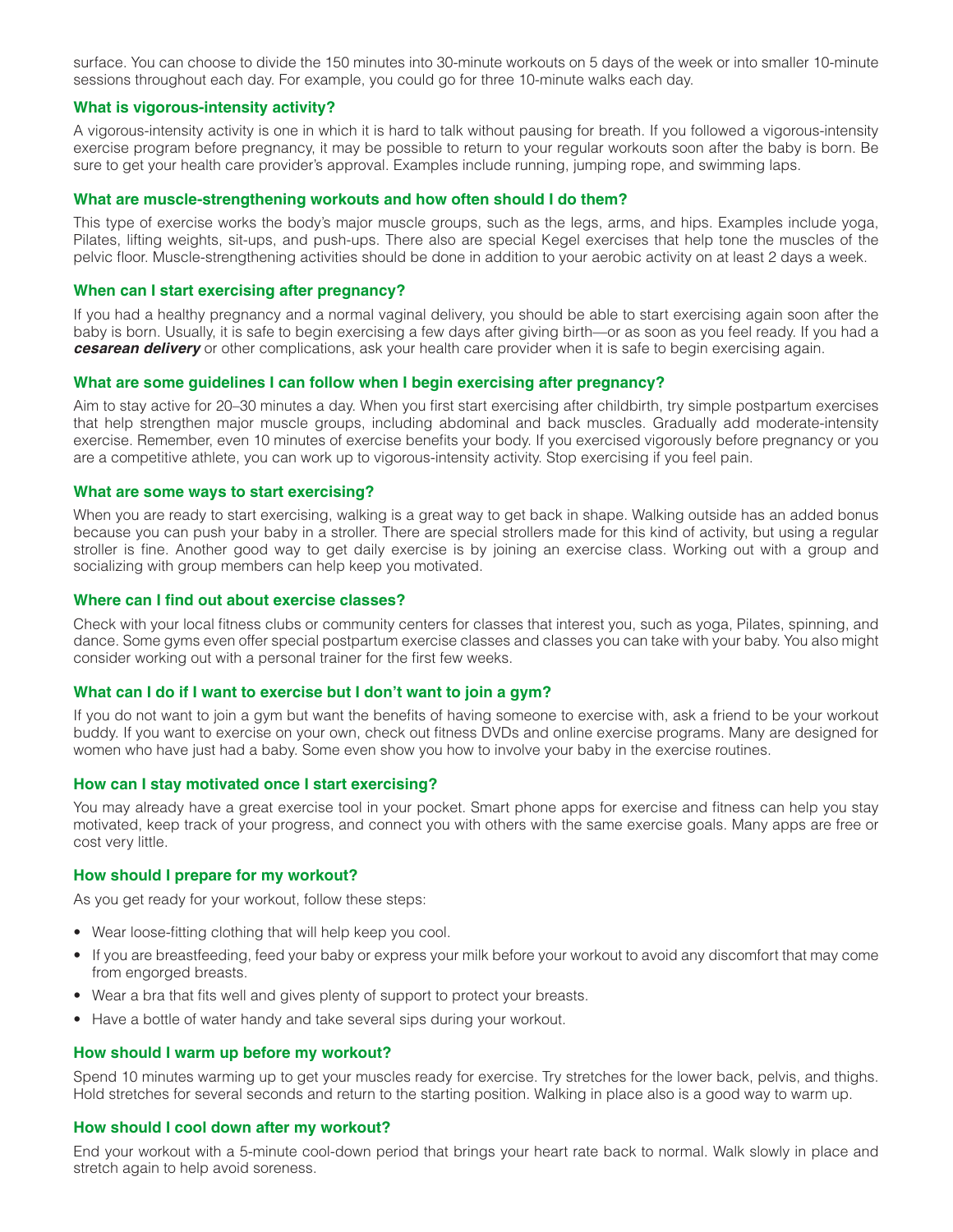surface. You can choose to divide the 150 minutes into 30-minute workouts on 5 days of the week or into smaller 10-minute sessions throughout each day. For example, you could go for three 10-minute walks each day.

### What is vigorous-intensity activity?

A vigorous-intensity activity is one in which it is hard to talk without pausing for breath. If you followed a vigorous-intensity exercise program before pregnancy, it may be possible to return to your regular workouts soon after the baby is born. Be sure to get your health care provider's approval. Examples include running, jumping rope, and swimming laps.

### What are muscle-strengthening workouts and how often should I do them?

This type of exercise works the body's major muscle groups, such as the legs, arms, and hips. Examples include yoga, Pilates, lifting weights, sit-ups, and push-ups. There also are special Kegel exercises that help tone the muscles of the pelvic floor. Muscle-strengthening activities should be done in addition to your aerobic activity on at least 2 days a week.

### When can I start exercising after pregnancy?

If you had a healthy pregnancy and a normal vaginal delivery, you should be able to start exercising again soon after the baby is born. Usually, it is safe to begin exercising a few days after giving birth—or as soon as you feel ready. If you had a ***cesarean delivery*** or other complications, ask your health care provider when it is safe to begin exercising again.

### What are some guidelines I can follow when I begin exercising after pregnancy?

Aim to stay active for 20–30 minutes a day. When you first start exercising after childbirth, try simple postpartum exercises that help strengthen major muscle groups, including abdominal and back muscles. Gradually add moderate-intensity exercise. Remember, even 10 minutes of exercise benefits your body. If you exercised vigorously before pregnancy or you are a competitive athlete, you can work up to vigorous-intensity activity. Stop exercising if you feel pain.

### What are some ways to start exercising?

When you are ready to start exercising, walking is a great way to get back in shape. Walking outside has an added bonus because you can push your baby in a stroller. There are special strollers made for this kind of activity, but using a regular stroller is fine. Another good way to get daily exercise is by joining an exercise class. Working out with a group and socializing with group members can help keep you motivated.

### Where can I find out about exercise classes?

Check with your local fitness clubs or community centers for classes that interest you, such as yoga, Pilates, spinning, and dance. Some gyms even offer special postpartum exercise classes and classes you can take with your baby. You also might consider working out with a personal trainer for the first few weeks.

### What can I do if I want to exercise but I don't want to join a gym?

If you do not want to join a gym but want the benefits of having someone to exercise with, ask a friend to be your workout buddy. If you want to exercise on your own, check out fitness DVDs and online exercise programs. Many are designed for women who have just had a baby. Some even show you how to involve your baby in the exercise routines.

### How can I stay motivated once I start exercising?

You may already have a great exercise tool in your pocket. Smart phone apps for exercise and fitness can help you stay motivated, keep track of your progress, and connect you with others with the same exercise goals. Many apps are free or cost very little.

### How should I prepare for my workout?

As you get ready for your workout, follow these steps:

- Wear loose-fitting clothing that will help keep you cool.
- If you are breastfeeding, feed your baby or express your milk before your workout to avoid any discomfort that may come from engorged breasts.
- Wear a bra that fits well and gives plenty of support to protect your breasts.
- Have a bottle of water handy and take several sips during your workout.

### How should I warm up before my workout?

Spend 10 minutes warming up to get your muscles ready for exercise. Try stretches for the lower back, pelvis, and thighs. Hold stretches for several seconds and return to the starting position. Walking in place also is a good way to warm up.

### How should I cool down after my workout?

End your workout with a 5-minute cool-down period that brings your heart rate back to normal. Walk slowly in place and stretch again to help avoid soreness.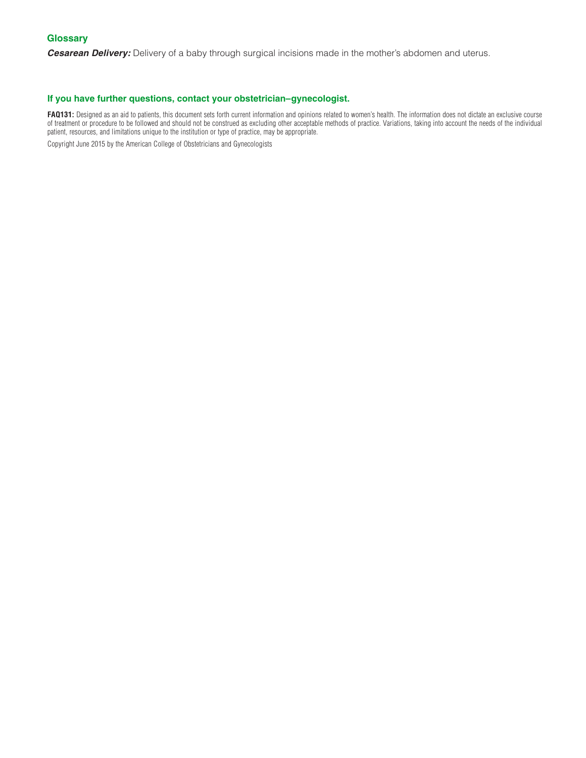## Glossary

***Cesarean Delivery:*** Delivery of a baby through surgical incisions made in the mother's abdomen and uterus.

**If you have further questions, contact your obstetrician–gynecologist.**

**FAQ131:** Designed as an aid to patients, this document sets forth current information and opinions related to women's health. The information does not dictate an exclusive course of treatment or procedure to be followed and should not be construed as excluding other acceptable methods of practice. Variations, taking into account the needs of the individual patient, resources, and limitations unique to the institution or type of practice, may be appropriate.

Copyright June 2015 by the American College of Obstetricians and Gynecologists